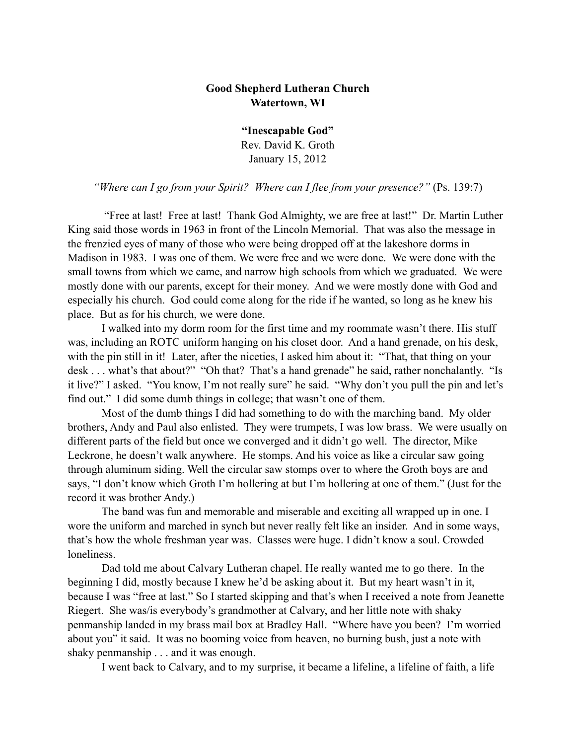**Good Shepherd Lutheran Church**
**Watertown, WI**

**"Inescapable God"**
Rev. David K. Groth
January 15, 2012

*"Where can I go from your Spirit? Where can I flee from your presence?"* (Ps. 139:7)

"Free at last! Free at last! Thank God Almighty, we are free at last!" Dr. Martin Luther King said those words in 1963 in front of the Lincoln Memorial. That was also the message in the frenzied eyes of many of those who were being dropped off at the lakeshore dorms in Madison in 1983. I was one of them. We were free and we were done. We were done with the small towns from which we came, and narrow high schools from which we graduated. We were mostly done with our parents, except for their money. And we were mostly done with God and especially his church. God could come along for the ride if he wanted, so long as he knew his place. But as for his church, we were done.

I walked into my dorm room for the first time and my roommate wasn't there. His stuff was, including an ROTC uniform hanging on his closet door. And a hand grenade, on his desk, with the pin still in it! Later, after the niceties, I asked him about it: "That, that thing on your desk . . . what's that about?" "Oh that? That's a hand grenade" he said, rather nonchalantly. "Is it live?" I asked. "You know, I'm not really sure" he said. "Why don't you pull the pin and let's find out." I did some dumb things in college; that wasn't one of them.

Most of the dumb things I did had something to do with the marching band. My older brothers, Andy and Paul also enlisted. They were trumpets, I was low brass. We were usually on different parts of the field but once we converged and it didn't go well. The director, Mike Leckrone, he doesn't walk anywhere. He stomps. And his voice as like a circular saw going through aluminum siding. Well the circular saw stomps over to where the Groth boys are and says, "I don't know which Groth I'm hollering at but I'm hollering at one of them." (Just for the record it was brother Andy.)

The band was fun and memorable and miserable and exciting all wrapped up in one. I wore the uniform and marched in synch but never really felt like an insider. And in some ways, that's how the whole freshman year was. Classes were huge. I didn't know a soul. Crowded loneliness.

Dad told me about Calvary Lutheran chapel. He really wanted me to go there. In the beginning I did, mostly because I knew he'd be asking about it. But my heart wasn't in it, because I was "free at last." So I started skipping and that's when I received a note from Jeanette Riegert. She was/is everybody's grandmother at Calvary, and her little note with shaky penmanship landed in my brass mail box at Bradley Hall. "Where have you been? I'm worried about you" it said. It was no booming voice from heaven, no burning bush, just a note with shaky penmanship . . . and it was enough.

I went back to Calvary, and to my surprise, it became a lifeline, a lifeline of faith, a life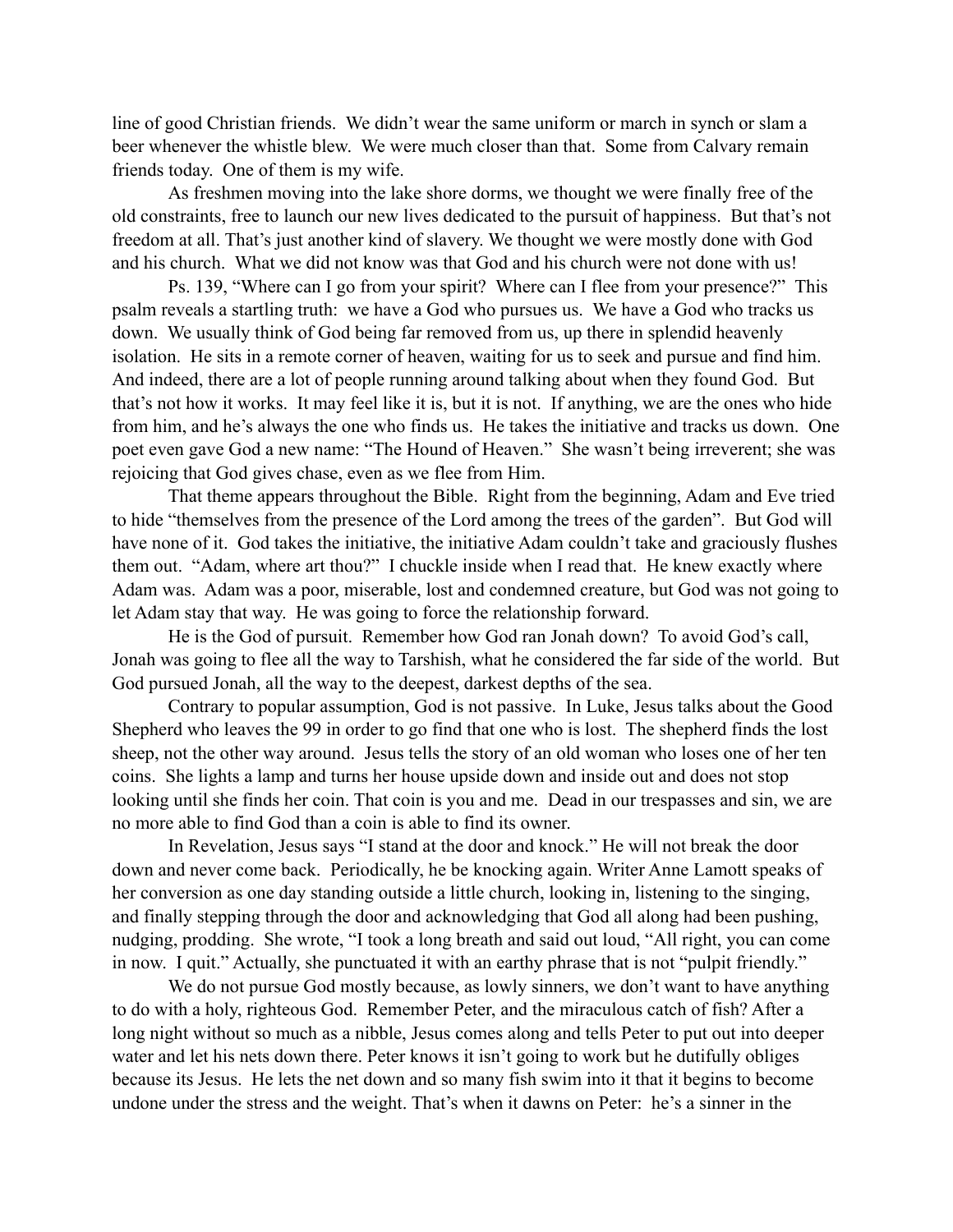line of good Christian friends. We didn't wear the same uniform or march in synch or slam a beer whenever the whistle blew. We were much closer than that. Some from Calvary remain friends today. One of them is my wife.

As freshmen moving into the lake shore dorms, we thought we were finally free of the old constraints, free to launch our new lives dedicated to the pursuit of happiness. But that's not freedom at all. That's just another kind of slavery. We thought we were mostly done with God and his church. What we did not know was that God and his church were not done with us!

Ps. 139, "Where can I go from your spirit? Where can I flee from your presence?" This psalm reveals a startling truth: we have a God who pursues us. We have a God who tracks us down. We usually think of God being far removed from us, up there in splendid heavenly isolation. He sits in a remote corner of heaven, waiting for us to seek and pursue and find him. And indeed, there are a lot of people running around talking about when they found God. But that's not how it works. It may feel like it is, but it is not. If anything, we are the ones who hide from him, and he's always the one who finds us. He takes the initiative and tracks us down. One poet even gave God a new name: "The Hound of Heaven." She wasn't being irreverent; she was rejoicing that God gives chase, even as we flee from Him.

That theme appears throughout the Bible. Right from the beginning, Adam and Eve tried to hide "themselves from the presence of the Lord among the trees of the garden". But God will have none of it. God takes the initiative, the initiative Adam couldn't take and graciously flushes them out. "Adam, where art thou?" I chuckle inside when I read that. He knew exactly where Adam was. Adam was a poor, miserable, lost and condemned creature, but God was not going to let Adam stay that way. He was going to force the relationship forward.

He is the God of pursuit. Remember how God ran Jonah down? To avoid God's call, Jonah was going to flee all the way to Tarshish, what he considered the far side of the world. But God pursued Jonah, all the way to the deepest, darkest depths of the sea.

Contrary to popular assumption, God is not passive. In Luke, Jesus talks about the Good Shepherd who leaves the 99 in order to go find that one who is lost. The shepherd finds the lost sheep, not the other way around. Jesus tells the story of an old woman who loses one of her ten coins. She lights a lamp and turns her house upside down and inside out and does not stop looking until she finds her coin. That coin is you and me. Dead in our trespasses and sin, we are no more able to find God than a coin is able to find its owner.

In Revelation, Jesus says "I stand at the door and knock." He will not break the door down and never come back. Periodically, he be knocking again. Writer Anne Lamott speaks of her conversion as one day standing outside a little church, looking in, listening to the singing, and finally stepping through the door and acknowledging that God all along had been pushing, nudging, prodding. She wrote, "I took a long breath and said out loud, "All right, you can come in now. I quit." Actually, she punctuated it with an earthy phrase that is not "pulpit friendly."

We do not pursue God mostly because, as lowly sinners, we don't want to have anything to do with a holy, righteous God. Remember Peter, and the miraculous catch of fish? After a long night without so much as a nibble, Jesus comes along and tells Peter to put out into deeper water and let his nets down there. Peter knows it isn't going to work but he dutifully obliges because its Jesus. He lets the net down and so many fish swim into it that it begins to become undone under the stress and the weight. That's when it dawns on Peter: he's a sinner in the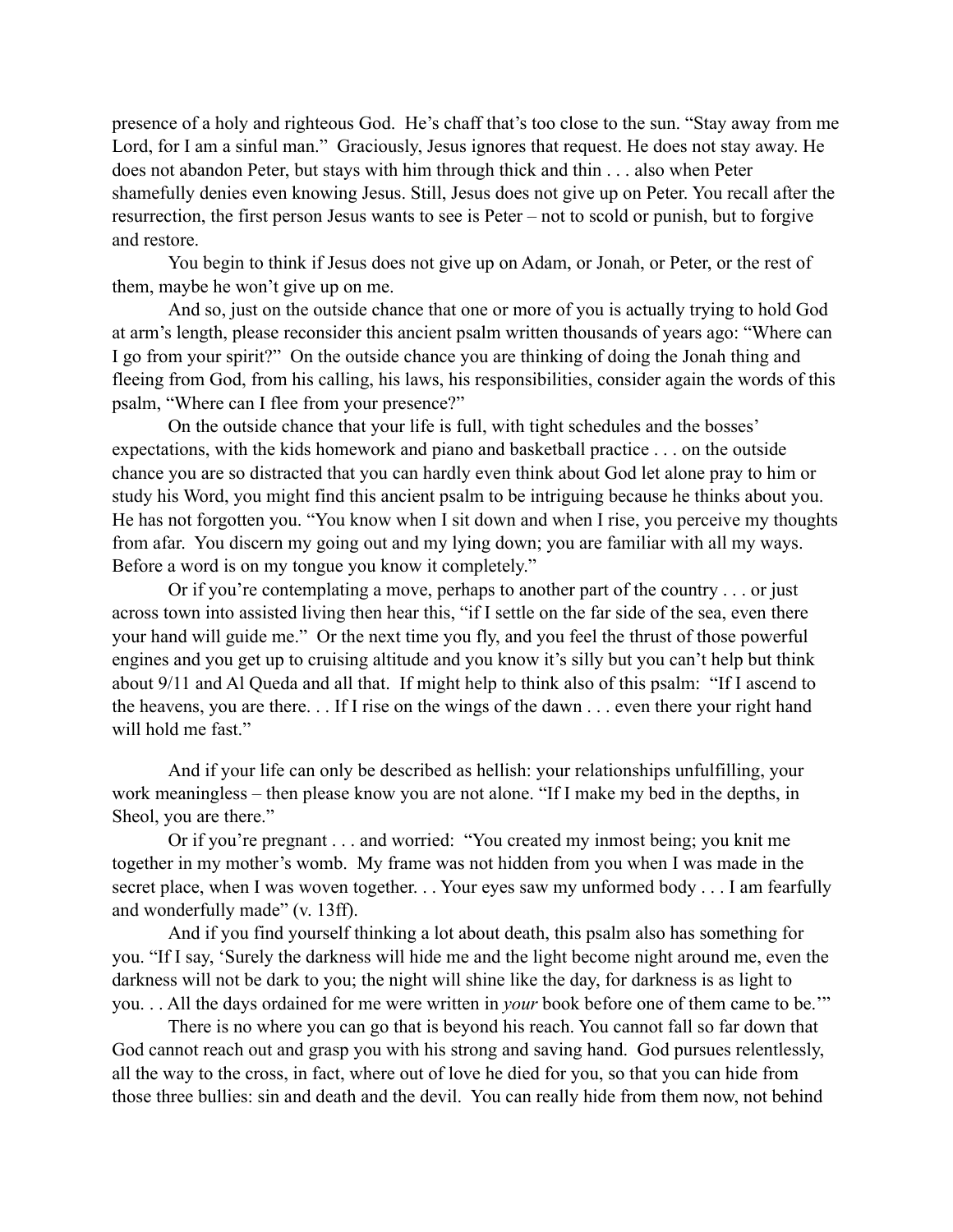presence of a holy and righteous God. He's chaff that's too close to the sun. "Stay away from me Lord, for I am a sinful man." Graciously, Jesus ignores that request. He does not stay away. He does not abandon Peter, but stays with him through thick and thin . . . also when Peter shamefully denies even knowing Jesus. Still, Jesus does not give up on Peter. You recall after the resurrection, the first person Jesus wants to see is Peter – not to scold or punish, but to forgive and restore.

You begin to think if Jesus does not give up on Adam, or Jonah, or Peter, or the rest of them, maybe he won't give up on me.

And so, just on the outside chance that one or more of you is actually trying to hold God at arm's length, please reconsider this ancient psalm written thousands of years ago: "Where can I go from your spirit?" On the outside chance you are thinking of doing the Jonah thing and fleeing from God, from his calling, his laws, his responsibilities, consider again the words of this psalm, "Where can I flee from your presence?"

On the outside chance that your life is full, with tight schedules and the bosses' expectations, with the kids homework and piano and basketball practice . . . on the outside chance you are so distracted that you can hardly even think about God let alone pray to him or study his Word, you might find this ancient psalm to be intriguing because he thinks about you. He has not forgotten you. "You know when I sit down and when I rise, you perceive my thoughts from afar. You discern my going out and my lying down; you are familiar with all my ways. Before a word is on my tongue you know it completely."

Or if you're contemplating a move, perhaps to another part of the country . . . or just across town into assisted living then hear this, "if I settle on the far side of the sea, even there your hand will guide me." Or the next time you fly, and you feel the thrust of those powerful engines and you get up to cruising altitude and you know it's silly but you can't help but think about 9/11 and Al Queda and all that. If might help to think also of this psalm: "If I ascend to the heavens, you are there. . . If I rise on the wings of the dawn . . . even there your right hand will hold me fast."

And if your life can only be described as hellish: your relationships unfulfilling, your work meaningless – then please know you are not alone. "If I make my bed in the depths, in Sheol, you are there."

Or if you're pregnant . . . and worried: "You created my inmost being; you knit me together in my mother's womb. My frame was not hidden from you when I was made in the secret place, when I was woven together. . . Your eyes saw my unformed body . . . I am fearfully and wonderfully made" (v. 13ff).

And if you find yourself thinking a lot about death, this psalm also has something for you. "If I say, 'Surely the darkness will hide me and the light become night around me, even the darkness will not be dark to you; the night will shine like the day, for darkness is as light to you. . . All the days ordained for me were written in *your* book before one of them came to be.'"

There is no where you can go that is beyond his reach. You cannot fall so far down that God cannot reach out and grasp you with his strong and saving hand. God pursues relentlessly, all the way to the cross, in fact, where out of love he died for you, so that you can hide from those three bullies: sin and death and the devil. You can really hide from them now, not behind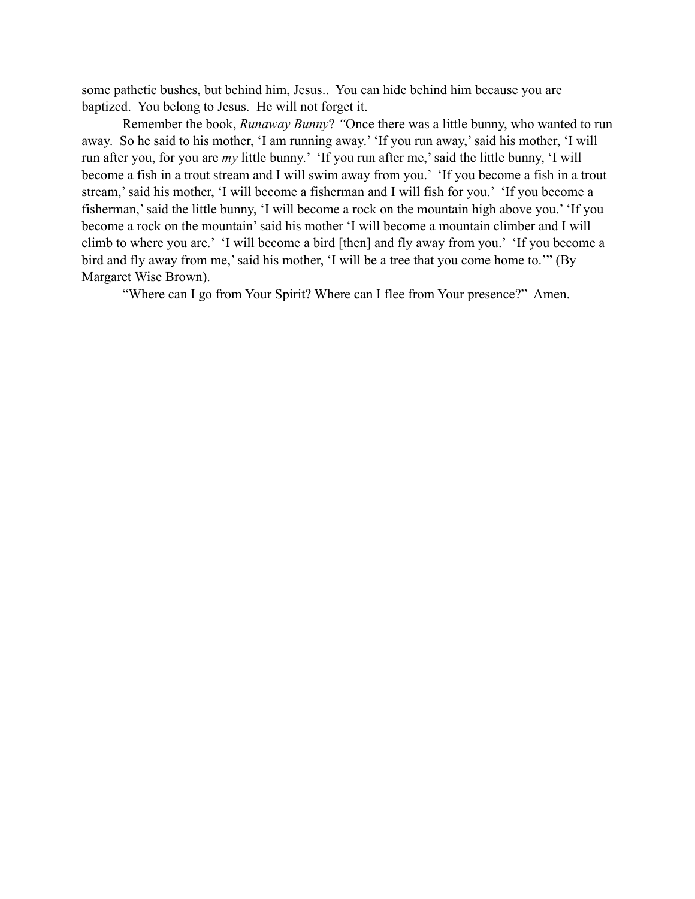some pathetic bushes, but behind him, Jesus.. You can hide behind him because you are baptized. You belong to Jesus. He will not forget it.

Remember the book, *Runaway Bunny*? *"*Once there was a little bunny, who wanted to run away. So he said to his mother, 'I am running away.' 'If you run away,' said his mother, 'I will run after you, for you are *my* little bunny.' 'If you run after me,' said the little bunny, 'I will become a fish in a trout stream and I will swim away from you.' 'If you become a fish in a trout stream,' said his mother, 'I will become a fisherman and I will fish for you.' 'If you become a fisherman,' said the little bunny, 'I will become a rock on the mountain high above you.' 'If you become a rock on the mountain' said his mother 'I will become a mountain climber and I will climb to where you are.' 'I will become a bird [then] and fly away from you.' 'If you become a bird and fly away from me,' said his mother, 'I will be a tree that you come home to.'" (By Margaret Wise Brown).

"Where can I go from Your Spirit? Where can I flee from Your presence?" Amen.